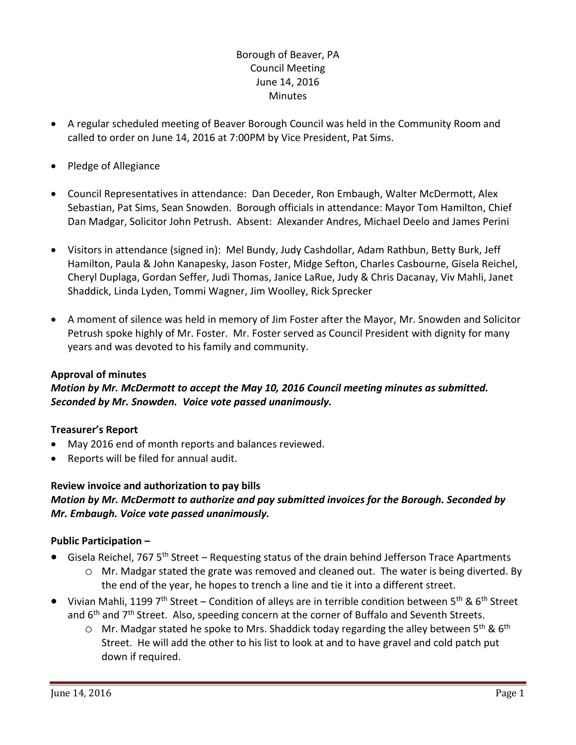Borough of Beaver, PA
Council Meeting
June 14, 2016
Minutes

- A regular scheduled meeting of Beaver Borough Council was held in the Community Room and called to order on June 14, 2016 at 7:00PM by Vice President, Pat Sims.
- Pledge of Allegiance
- Council Representatives in attendance: Dan Deceder, Ron Embaugh, Walter McDermott, Alex Sebastian, Pat Sims, Sean Snowden. Borough officials in attendance: Mayor Tom Hamilton, Chief Dan Madgar, Solicitor John Petrush. Absent: Alexander Andres, Michael Deelo and James Perini
- Visitors in attendance (signed in): Mel Bundy, Judy Cashdollar, Adam Rathbun, Betty Burk, Jeff Hamilton, Paula & John Kanapesky, Jason Foster, Midge Sefton, Charles Casbourne, Gisela Reichel, Cheryl Duplaga, Gordan Seffer, Judi Thomas, Janice LaRue, Judy & Chris Dacanay, Viv Mahli, Janet Shaddick, Linda Lyden, Tommi Wagner, Jim Woolley, Rick Sprecker
- A moment of silence was held in memory of Jim Foster after the Mayor, Mr. Snowden and Solicitor Petrush spoke highly of Mr. Foster. Mr. Foster served as Council President with dignity for many years and was devoted to his family and community.

**Approval of minutes**

***Motion by Mr. McDermott to accept the May 10, 2016 Council meeting minutes as submitted. Seconded by Mr. Snowden. Voice vote passed unanimously.***

**Treasurer's Report**

- May 2016 end of month reports and balances reviewed.
- Reports will be filed for annual audit.

**Review invoice and authorization to pay bills**

***Motion by Mr. McDermott to authorize and pay submitted invoices for the Borough. Seconded by Mr. Embaugh. Voice vote passed unanimously.***

**Public Participation –**

- Gisela Reichel, 767 5th Street – Requesting status of the drain behind Jefferson Trace Apartments
    - Mr. Madgar stated the grate was removed and cleaned out. The water is being diverted. By the end of the year, he hopes to trench a line and tie it into a different street.
- Vivian Mahli, 1199 7th Street – Condition of alleys are in terrible condition between 5th & 6th Street and 6th and 7th Street. Also, speeding concern at the corner of Buffalo and Seventh Streets.
    - Mr. Madgar stated he spoke to Mrs. Shaddick today regarding the alley between 5th & 6th Street. He will add the other to his list to look at and to have gravel and cold patch put down if required.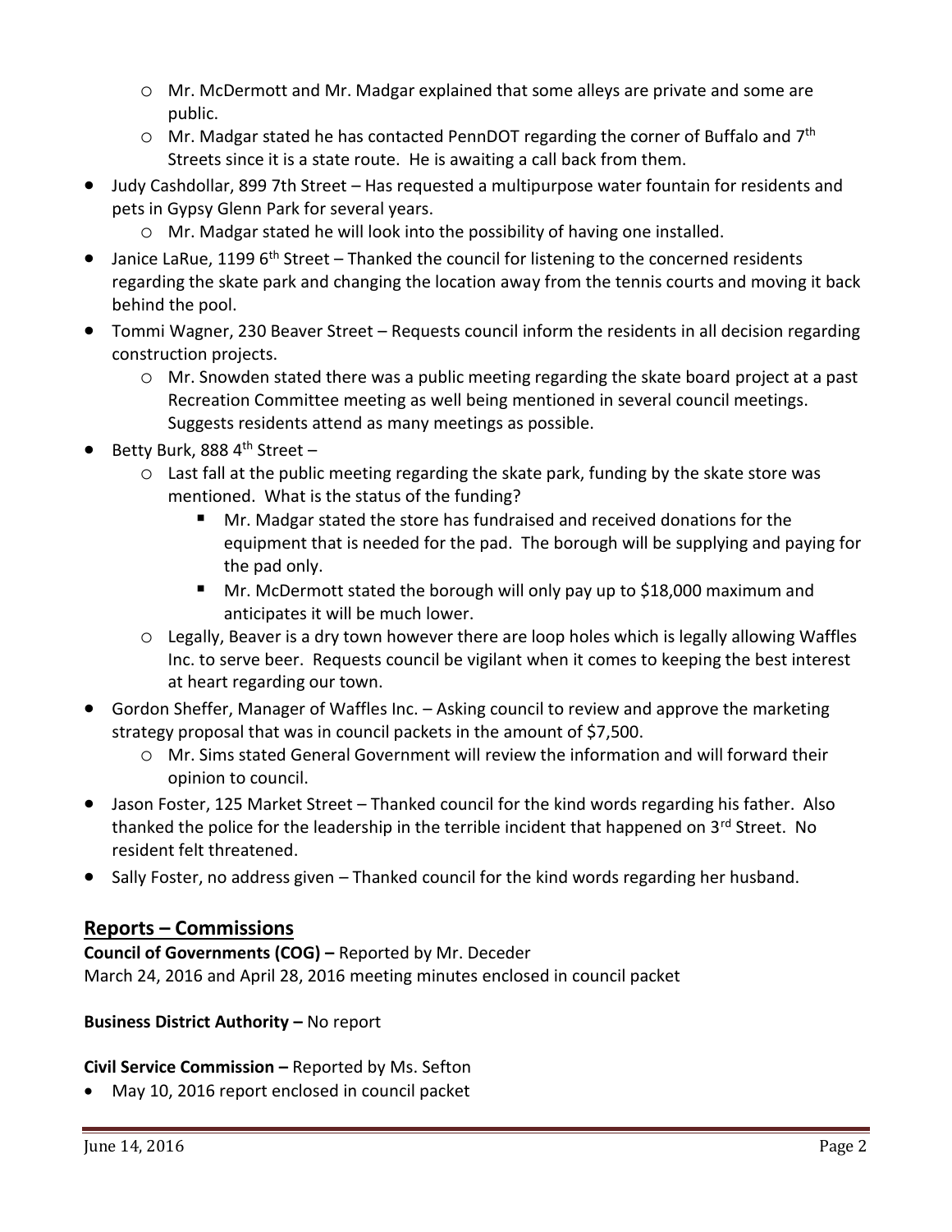- Mr. McDermott and Mr. Madgar explained that some alleys are private and some are public.
  - Mr. Madgar stated he has contacted PennDOT regarding the corner of Buffalo and 7th Streets since it is a state route. He is awaiting a call back from them.
- Judy Cashdollar, 899 7th Street – Has requested a multipurpose water fountain for residents and pets in Gypsy Glenn Park for several years.
  - Mr. Madgar stated he will look into the possibility of having one installed.
- Janice LaRue, 1199 6th Street – Thanked the council for listening to the concerned residents regarding the skate park and changing the location away from the tennis courts and moving it back behind the pool.
- Tommi Wagner, 230 Beaver Street – Requests council inform the residents in all decision regarding construction projects.
  - Mr. Snowden stated there was a public meeting regarding the skate board project at a past Recreation Committee meeting as well being mentioned in several council meetings. Suggests residents attend as many meetings as possible.
- Betty Burk, 888 4th Street –
  - Last fall at the public meeting regarding the skate park, funding by the skate store was mentioned. What is the status of the funding?
    - Mr. Madgar stated the store has fundraised and received donations for the equipment that is needed for the pad. The borough will be supplying and paying for the pad only.
    - Mr. McDermott stated the borough will only pay up to $18,000 maximum and anticipates it will be much lower.
  - Legally, Beaver is a dry town however there are loop holes which is legally allowing Waffles Inc. to serve beer. Requests council be vigilant when it comes to keeping the best interest at heart regarding our town.
- Gordon Sheffer, Manager of Waffles Inc. – Asking council to review and approve the marketing strategy proposal that was in council packets in the amount of $7,500.
  - Mr. Sims stated General Government will review the information and will forward their opinion to council.
- Jason Foster, 125 Market Street – Thanked council for the kind words regarding his father. Also thanked the police for the leadership in the terrible incident that happened on 3rd Street. No resident felt threatened.
- Sally Foster, no address given – Thanked council for the kind words regarding her husband.

## Reports – Commissions

**Council of Governments (COG) –** Reported by Mr. Deceder
March 24, 2016 and April 28, 2016 meeting minutes enclosed in council packet

**Business District Authority –** No report

**Civil Service Commission –** Reported by Ms. Sefton

- May 10, 2016 report enclosed in council packet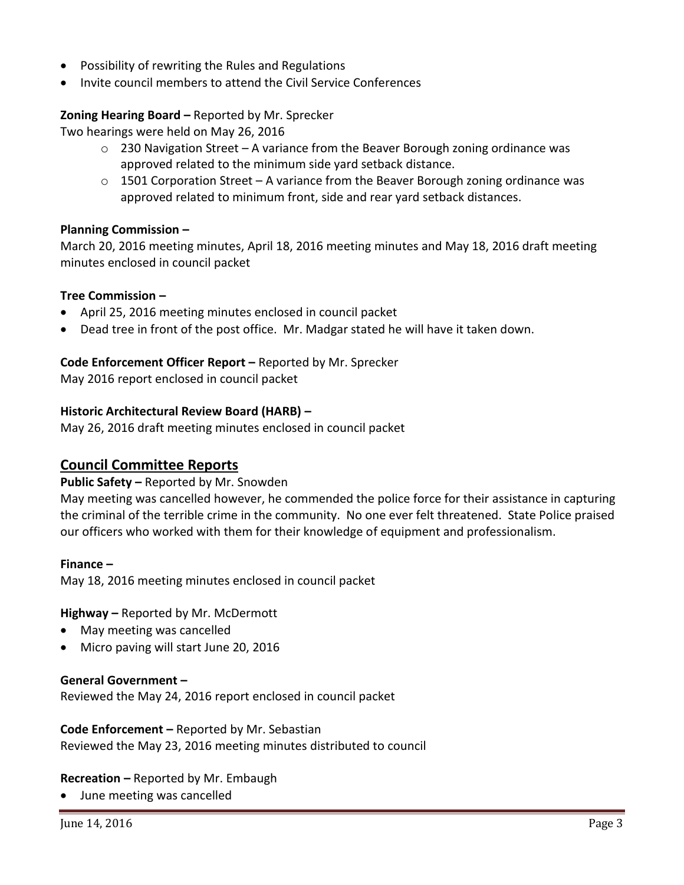- Possibility of rewriting the Rules and Regulations
- Invite council members to attend the Civil Service Conferences

**Zoning Hearing Board –** Reported by Mr. Sprecker

Two hearings were held on May 26, 2016

- 230 Navigation Street – A variance from the Beaver Borough zoning ordinance was approved related to the minimum side yard setback distance.
- 1501 Corporation Street – A variance from the Beaver Borough zoning ordinance was approved related to minimum front, side and rear yard setback distances.

**Planning Commission –**

March 20, 2016 meeting minutes, April 18, 2016 meeting minutes and May 18, 2016 draft meeting minutes enclosed in council packet

**Tree Commission –**

- April 25, 2016 meeting minutes enclosed in council packet
- Dead tree in front of the post office. Mr. Madgar stated he will have it taken down.

**Code Enforcement Officer Report –** Reported by Mr. Sprecker

May 2016 report enclosed in council packet

**Historic Architectural Review Board (HARB) –**

May 26, 2016 draft meeting minutes enclosed in council packet

## Council Committee Reports

**Public Safety –** Reported by Mr. Snowden

May meeting was cancelled however, he commended the police force for their assistance in capturing the criminal of the terrible crime in the community. No one ever felt threatened. State Police praised our officers who worked with them for their knowledge of equipment and professionalism.

**Finance –**

May 18, 2016 meeting minutes enclosed in council packet

**Highway –** Reported by Mr. McDermott

- May meeting was cancelled
- Micro paving will start June 20, 2016

**General Government –**

Reviewed the May 24, 2016 report enclosed in council packet

**Code Enforcement –** Reported by Mr. Sebastian

Reviewed the May 23, 2016 meeting minutes distributed to council

**Recreation –** Reported by Mr. Embaugh

- June meeting was cancelled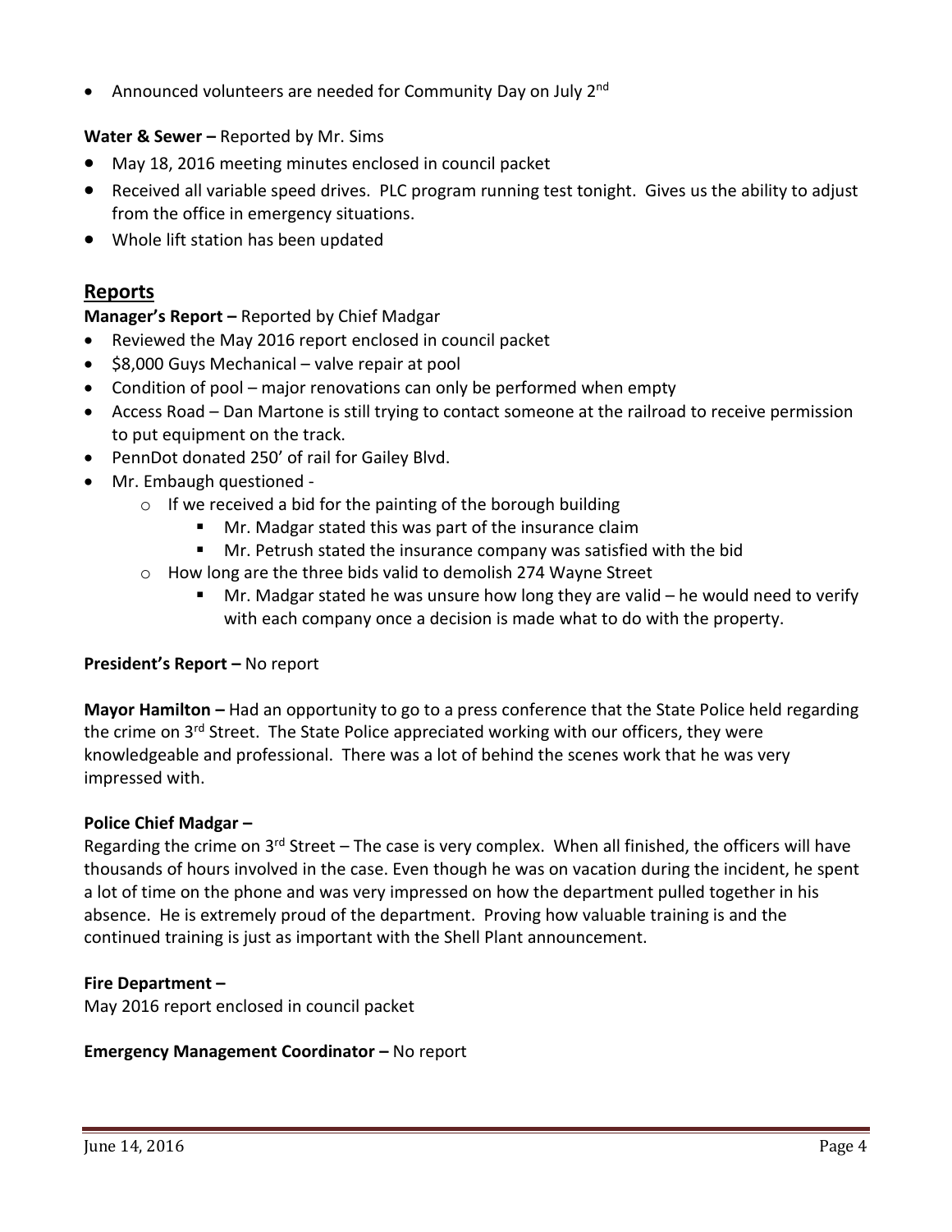- Announced volunteers are needed for Community Day on July 2nd

**Water & Sewer –** Reported by Mr. Sims

- May 18, 2016 meeting minutes enclosed in council packet
- Received all variable speed drives. PLC program running test tonight. Gives us the ability to adjust from the office in emergency situations.
- Whole lift station has been updated

## Reports

**Manager's Report –** Reported by Chief Madgar

- Reviewed the May 2016 report enclosed in council packet
- $8,000 Guys Mechanical – valve repair at pool
- Condition of pool – major renovations can only be performed when empty
- Access Road – Dan Martone is still trying to contact someone at the railroad to receive permission to put equipment on the track.
- PennDot donated 250' of rail for Gailey Blvd.
- Mr. Embaugh questioned -
    - If we received a bid for the painting of the borough building
        - Mr. Madgar stated this was part of the insurance claim
        - Mr. Petrush stated the insurance company was satisfied with the bid
    - How long are the three bids valid to demolish 274 Wayne Street
        - Mr. Madgar stated he was unsure how long they are valid – he would need to verify with each company once a decision is made what to do with the property.

**President's Report –** No report

**Mayor Hamilton –** Had an opportunity to go to a press conference that the State Police held regarding the crime on 3rd Street. The State Police appreciated working with our officers, they were knowledgeable and professional. There was a lot of behind the scenes work that he was very impressed with.

**Police Chief Madgar –**

Regarding the crime on 3rd Street – The case is very complex. When all finished, the officers will have thousands of hours involved in the case. Even though he was on vacation during the incident, he spent a lot of time on the phone and was very impressed on how the department pulled together in his absence. He is extremely proud of the department. Proving how valuable training is and the continued training is just as important with the Shell Plant announcement.

**Fire Department –**

May 2016 report enclosed in council packet

**Emergency Management Coordinator –** No report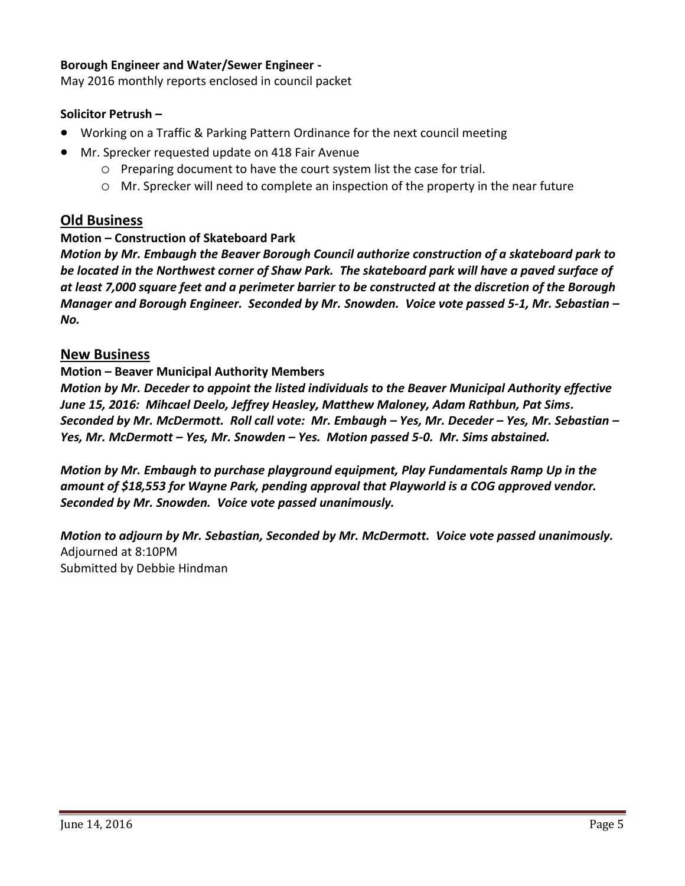**Borough Engineer and Water/Sewer Engineer -**
May 2016 monthly reports enclosed in council packet

**Solicitor Petrush –**

- Working on a Traffic & Parking Pattern Ordinance for the next council meeting
- Mr. Sprecker requested update on 418 Fair Avenue
    - Preparing document to have the court system list the case for trial.
    - Mr. Sprecker will need to complete an inspection of the property in the near future

## Old Business

**Motion – Construction of Skateboard Park**

***Motion by Mr. Embaugh the Beaver Borough Council authorize construction of a skateboard park to be located in the Northwest corner of Shaw Park. The skateboard park will have a paved surface of at least 7,000 square feet and a perimeter barrier to be constructed at the discretion of the Borough Manager and Borough Engineer. Seconded by Mr. Snowden. Voice vote passed 5-1, Mr. Sebastian – No.***

## New Business

**Motion – Beaver Municipal Authority Members**

***Motion by Mr. Deceder to appoint the listed individuals to the Beaver Municipal Authority effective June 15, 2016: Mihcael Deelo, Jeffrey Heasley, Matthew Maloney, Adam Rathbun, Pat Sims. Seconded by Mr. McDermott. Roll call vote: Mr. Embaugh – Yes, Mr. Deceder – Yes, Mr. Sebastian – Yes, Mr. McDermott – Yes, Mr. Snowden – Yes. Motion passed 5-0. Mr. Sims abstained.***

***Motion by Mr. Embaugh to purchase playground equipment, Play Fundamentals Ramp Up in the amount of $18,553 for Wayne Park, pending approval that Playworld is a COG approved vendor. Seconded by Mr. Snowden. Voice vote passed unanimously.***

***Motion to adjourn by Mr. Sebastian, Seconded by Mr. McDermott. Voice vote passed unanimously.***
Adjourned at 8:10PM
Submitted by Debbie Hindman